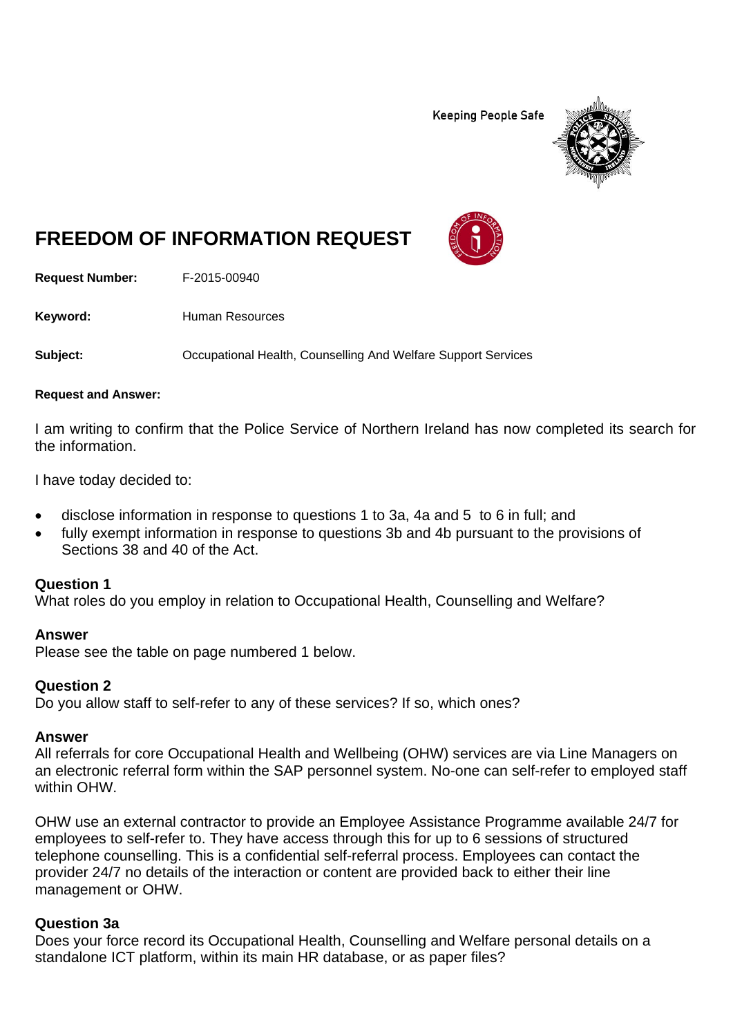Keeping People Safe

# FREEDOM OF INFORMATION REQUEST

**Request Number:** F-2015-00940

**Keyword:** Human Resources

**Subject:** Occupational Health, Counselling And Welfare Support Services

**Request and Answer:**

I am writing to confirm that the Police Service of Northern Ireland has now completed its search for the information.

I have today decided to:

- disclose information in response to questions 1 to 3a, 4a and 5 to 6 in full; and
- fully exempt information in response to questions 3b and 4b pursuant to the provisions of Sections 38 and 40 of the Act.

**Question 1**
What roles do you employ in relation to Occupational Health, Counselling and Welfare?

**Answer**
Please see the table on page numbered 1 below.

**Question 2**
Do you allow staff to self-refer to any of these services? If so, which ones?

**Answer**
All referrals for core Occupational Health and Wellbeing (OHW) services are via Line Managers on an electronic referral form within the SAP personnel system. No-one can self-refer to employed staff within OHW.

OHW use an external contractor to provide an Employee Assistance Programme available 24/7 for employees to self-refer to. They have access through this for up to 6 sessions of structured telephone counselling. This is a confidential self-referral process. Employees can contact the provider 24/7 no details of the interaction or content are provided back to either their line management or OHW.

**Question 3a**
Does your force record its Occupational Health, Counselling and Welfare personal details on a standalone ICT platform, within its main HR database, or as paper files?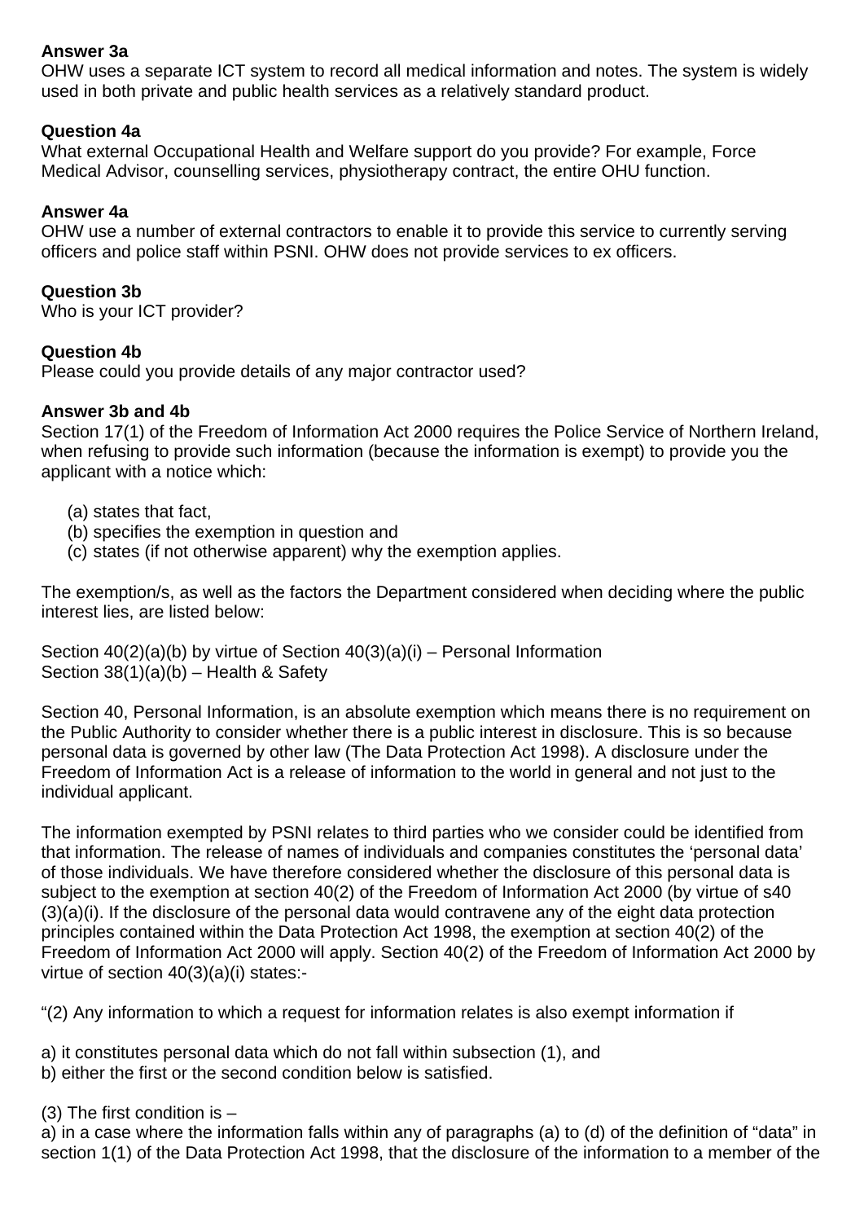**Answer 3a**
OHW uses a separate ICT system to record all medical information and notes. The system is widely used in both private and public health services as a relatively standard product.

**Question 4a**
What external Occupational Health and Welfare support do you provide? For example, Force Medical Advisor, counselling services, physiotherapy contract, the entire OHU function.

**Answer 4a**
OHW use a number of external contractors to enable it to provide this service to currently serving officers and police staff within PSNI. OHW does not provide services to ex officers.

**Question 3b**
Who is your ICT provider?

**Question 4b**
Please could you provide details of any major contractor used?

**Answer 3b and 4b**
Section 17(1) of the Freedom of Information Act 2000 requires the Police Service of Northern Ireland, when refusing to provide such information (because the information is exempt) to provide you the applicant with a notice which:

(a) states that fact,
(b) specifies the exemption in question and
(c) states (if not otherwise apparent) why the exemption applies.

The exemption/s, as well as the factors the Department considered when deciding where the public interest lies, are listed below:

Section 40(2)(a)(b) by virtue of Section 40(3)(a)(i) – Personal Information
Section 38(1)(a)(b) – Health & Safety

Section 40, Personal Information, is an absolute exemption which means there is no requirement on the Public Authority to consider whether there is a public interest in disclosure. This is so because personal data is governed by other law (The Data Protection Act 1998). A disclosure under the Freedom of Information Act is a release of information to the world in general and not just to the individual applicant.

The information exempted by PSNI relates to third parties who we consider could be identified from that information. The release of names of individuals and companies constitutes the 'personal data' of those individuals. We have therefore considered whether the disclosure of this personal data is subject to the exemption at section 40(2) of the Freedom of Information Act 2000 (by virtue of s40 (3)(a)(i). If the disclosure of the personal data would contravene any of the eight data protection principles contained within the Data Protection Act 1998, the exemption at section 40(2) of the Freedom of Information Act 2000 will apply. Section 40(2) of the Freedom of Information Act 2000 by virtue of section 40(3)(a)(i) states:-

"(2) Any information to which a request for information relates is also exempt information if

a) it constitutes personal data which do not fall within subsection (1), and
b) either the first or the second condition below is satisfied.

(3) The first condition is –
a) in a case where the information falls within any of paragraphs (a) to (d) of the definition of "data" in section 1(1) of the Data Protection Act 1998, that the disclosure of the information to a member of the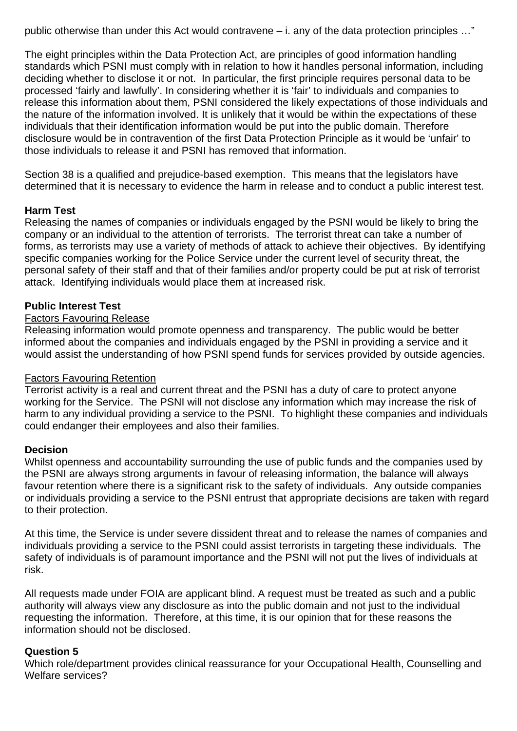public otherwise than under this Act would contravene – i. any of the data protection principles …"

The eight principles within the Data Protection Act, are principles of good information handling standards which PSNI must comply with in relation to how it handles personal information, including deciding whether to disclose it or not. In particular, the first principle requires personal data to be processed 'fairly and lawfully'. In considering whether it is 'fair' to individuals and companies to release this information about them, PSNI considered the likely expectations of those individuals and the nature of the information involved. It is unlikely that it would be within the expectations of these individuals that their identification information would be put into the public domain. Therefore disclosure would be in contravention of the first Data Protection Principle as it would be 'unfair' to those individuals to release it and PSNI has removed that information.

Section 38 is a qualified and prejudice-based exemption. This means that the legislators have determined that it is necessary to evidence the harm in release and to conduct a public interest test.

**Harm Test**
Releasing the names of companies or individuals engaged by the PSNI would be likely to bring the company or an individual to the attention of terrorists. The terrorist threat can take a number of forms, as terrorists may use a variety of methods of attack to achieve their objectives. By identifying specific companies working for the Police Service under the current level of security threat, the personal safety of their staff and that of their families and/or property could be put at risk of terrorist attack. Identifying individuals would place them at increased risk.

**Public Interest Test**

Factors Favouring Release

Releasing information would promote openness and transparency. The public would be better informed about the companies and individuals engaged by the PSNI in providing a service and it would assist the understanding of how PSNI spend funds for services provided by outside agencies.

Factors Favouring Retention

Terrorist activity is a real and current threat and the PSNI has a duty of care to protect anyone working for the Service. The PSNI will not disclose any information which may increase the risk of harm to any individual providing a service to the PSNI. To highlight these companies and individuals could endanger their employees and also their families.

**Decision**
Whilst openness and accountability surrounding the use of public funds and the companies used by the PSNI are always strong arguments in favour of releasing information, the balance will always favour retention where there is a significant risk to the safety of individuals. Any outside companies or individuals providing a service to the PSNI entrust that appropriate decisions are taken with regard to their protection.

At this time, the Service is under severe dissident threat and to release the names of companies and individuals providing a service to the PSNI could assist terrorists in targeting these individuals. The safety of individuals is of paramount importance and the PSNI will not put the lives of individuals at risk.

All requests made under FOIA are applicant blind. A request must be treated as such and a public authority will always view any disclosure as into the public domain and not just to the individual requesting the information. Therefore, at this time, it is our opinion that for these reasons the information should not be disclosed.

**Question 5**
Which role/department provides clinical reassurance for your Occupational Health, Counselling and Welfare services?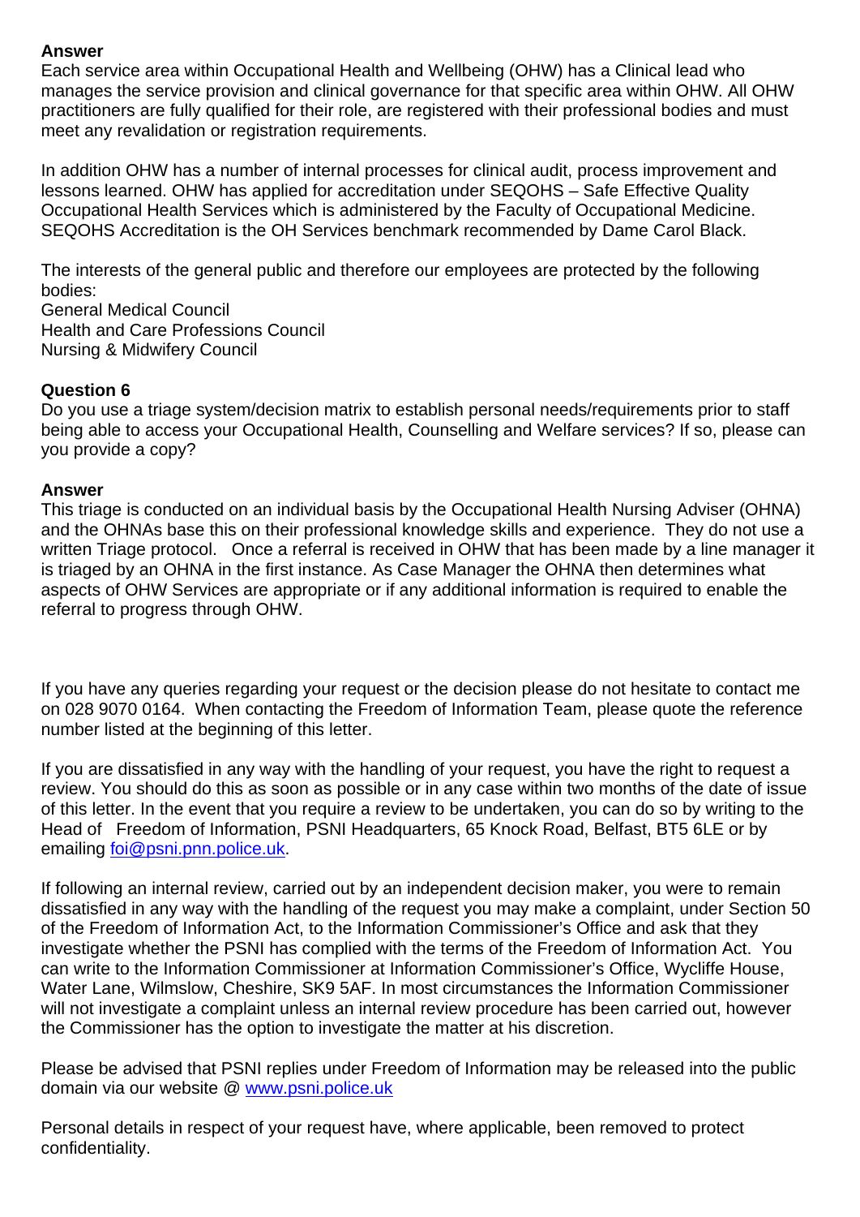**Answer**
Each service area within Occupational Health and Wellbeing (OHW) has a Clinical lead who manages the service provision and clinical governance for that specific area within OHW. All OHW practitioners are fully qualified for their role, are registered with their professional bodies and must meet any revalidation or registration requirements.

In addition OHW has a number of internal processes for clinical audit, process improvement and lessons learned. OHW has applied for accreditation under SEQOHS – Safe Effective Quality Occupational Health Services which is administered by the Faculty of Occupational Medicine. SEQOHS Accreditation is the OH Services benchmark recommended by Dame Carol Black.

The interests of the general public and therefore our employees are protected by the following bodies:
General Medical Council
Health and Care Professions Council
Nursing & Midwifery Council

**Question 6**
Do you use a triage system/decision matrix to establish personal needs/requirements prior to staff being able to access your Occupational Health, Counselling and Welfare services? If so, please can you provide a copy?

**Answer**
This triage is conducted on an individual basis by the Occupational Health Nursing Adviser (OHNA) and the OHNAs base this on their professional knowledge skills and experience. They do not use a written Triage protocol. Once a referral is received in OHW that has been made by a line manager it is triaged by an OHNA in the first instance. As Case Manager the OHNA then determines what aspects of OHW Services are appropriate or if any additional information is required to enable the referral to progress through OHW.

If you have any queries regarding your request or the decision please do not hesitate to contact me on 028 9070 0164. When contacting the Freedom of Information Team, please quote the reference number listed at the beginning of this letter.

If you are dissatisfied in any way with the handling of your request, you have the right to request a review. You should do this as soon as possible or in any case within two months of the date of issue of this letter. In the event that you require a review to be undertaken, you can do so by writing to the Head of Freedom of Information, PSNI Headquarters, 65 Knock Road, Belfast, BT5 6LE or by emailing foi@psni.pnn.police.uk.

If following an internal review, carried out by an independent decision maker, you were to remain dissatisfied in any way with the handling of the request you may make a complaint, under Section 50 of the Freedom of Information Act, to the Information Commissioner's Office and ask that they investigate whether the PSNI has complied with the terms of the Freedom of Information Act. You can write to the Information Commissioner at Information Commissioner's Office, Wycliffe House, Water Lane, Wilmslow, Cheshire, SK9 5AF. In most circumstances the Information Commissioner will not investigate a complaint unless an internal review procedure has been carried out, however the Commissioner has the option to investigate the matter at his discretion.

Please be advised that PSNI replies under Freedom of Information may be released into the public domain via our website @ www.psni.police.uk

Personal details in respect of your request have, where applicable, been removed to protect confidentiality.